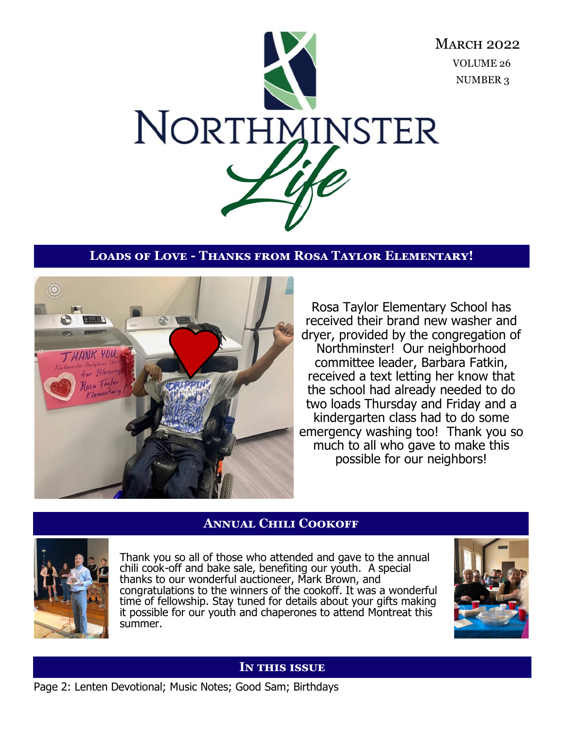# Northminster Life

March 2022
VOLUME 26
NUMBER 3

## Loads of Love - Thanks from Rosa Taylor Elementary!

Rosa Taylor Elementary School has received their brand new washer and dryer, provided by the congregation of Northminster! Our neighborhood committee leader, Barbara Fatkin, received a text letting her know that the school had already needed to do two loads Thursday and Friday and a kindergarten class had to do some emergency washing too! Thank you so much to all who gave to make this possible for our neighbors!

## Annual Chili Cookoff

Thank you so all of those who attended and gave to the annual chili cook-off and bake sale, benefiting our youth. A special thanks to our wonderful auctioneer, Mark Brown, and congratulations to the winners of the cookoff. It was a wonderful time of fellowship. Stay tuned for details about your gifts making it possible for our youth and chaperones to attend Montreat this summer.

## In this issue

Page 2: Lenten Devotional; Music Notes; Good Sam; Birthdays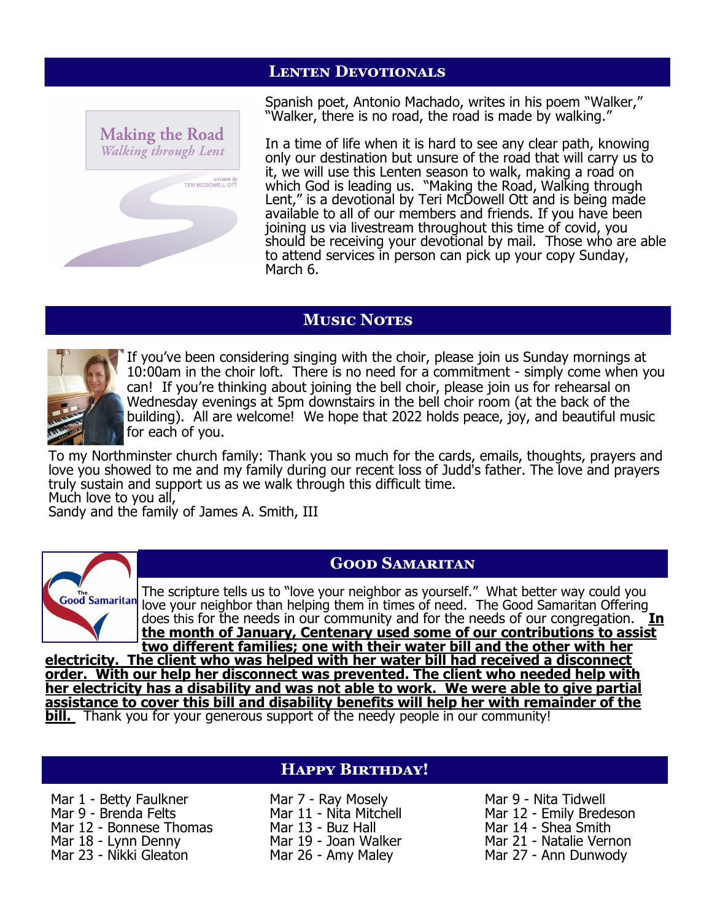## Lenten Devotionals

Spanish poet, Antonio Machado, writes in his poem "Walker," "Walker, there is no road, the road is made by walking."

In a time of life when it is hard to see any clear path, knowing only our destination but unsure of the road that will carry us to it, we will use this Lenten season to walk, making a road on which God is leading us. "Making the Road, Walking through Lent," is a devotional by Teri McDowell Ott and is being made available to all of our members and friends. If you have been joining us via livestream throughout this time of covid, you should be receiving your devotional by mail. Those who are able to attend services in person can pick up your copy Sunday, March 6.

## Music Notes

If you've been considering singing with the choir, please join us Sunday mornings at 10:00am in the choir loft. There is no need for a commitment - simply come when you can! If you're thinking about joining the bell choir, please join us for rehearsal on Wednesday evenings at 5pm downstairs in the bell choir room (at the back of the building). All are welcome! We hope that 2022 holds peace, joy, and beautiful music for each of you.

To my Northminster church family: Thank you so much for the cards, emails, thoughts, prayers and love you showed to me and my family during our recent loss of Judd's father. The love and prayers truly sustain and support us as we walk through this difficult time.
Much love to you all,
Sandy and the family of James A. Smith, III

## Good Samaritan

The scripture tells us to "love your neighbor as yourself." What better way could you love your neighbor than helping them in times of need. The Good Samaritan Offering does this for the needs in our community and for the needs of our congregation. **In the month of January, Centenary used some of our contributions to assist two different families; one with their water bill and the other with her electricity. The client who was helped with her water bill had received a disconnect order. With our help her disconnect was prevented. The client who needed help with her electricity has a disability and was not able to work. We were able to give partial assistance to cover this bill and disability benefits will help her with remainder of the bill.** Thank you for your generous support of the needy people in our community!

## Happy Birthday!

Mar 1 - Betty Faulkner
Mar 9 - Brenda Felts
Mar 12 - Bonnese Thomas
Mar 18 - Lynn Denny
Mar 23 - Nikki Gleaton

Mar 7 - Ray Mosely
Mar 11 - Nita Mitchell
Mar 13 - Buz Hall
Mar 19 - Joan Walker
Mar 26 - Amy Maley

Mar 9 - Nita Tidwell
Mar 12 - Emily Bredeson
Mar 14 - Shea Smith
Mar 21 - Natalie Vernon
Mar 27 - Ann Dunwody